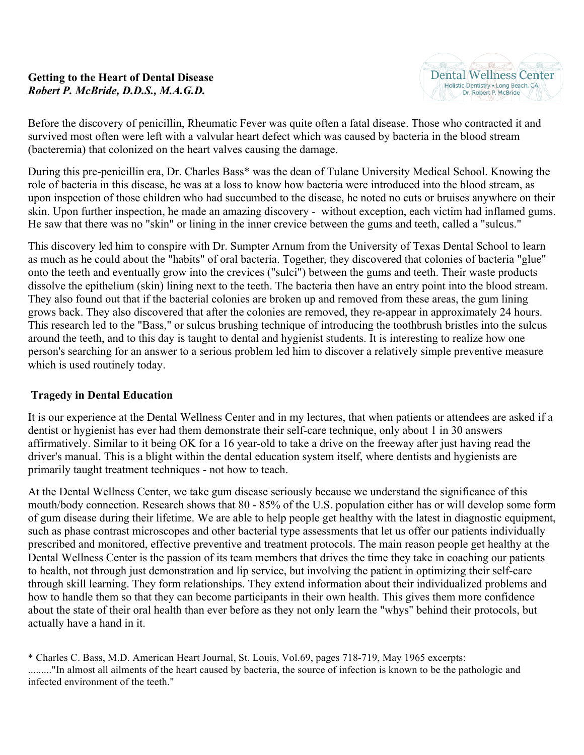**Getting to the Heart of Dental Disease**
***Robert P. McBride, D.D.S., M.A.G.D.***

Dental Wellness Center
Holistic Dentistry • Long Beach, CA
Dr. Robert P. McBride

Before the discovery of penicillin, Rheumatic Fever was quite often a fatal disease. Those who contracted it and survived most often were left with a valvular heart defect which was caused by bacteria in the blood stream (bacteremia) that colonized on the heart valves causing the damage.

During this pre-penicillin era, Dr. Charles Bass* was the dean of Tulane University Medical School. Knowing the role of bacteria in this disease, he was at a loss to know how bacteria were introduced into the blood stream, as upon inspection of those children who had succumbed to the disease, he noted no cuts or bruises anywhere on their skin. Upon further inspection, he made an amazing discovery - without exception, each victim had inflamed gums. He saw that there was no "skin" or lining in the inner crevice between the gums and teeth, called a "sulcus."

This discovery led him to conspire with Dr. Sumpter Arnum from the University of Texas Dental School to learn as much as he could about the "habits" of oral bacteria. Together, they discovered that colonies of bacteria "glue" onto the teeth and eventually grow into the crevices ("sulci") between the gums and teeth. Their waste products dissolve the epithelium (skin) lining next to the teeth. The bacteria then have an entry point into the blood stream. They also found out that if the bacterial colonies are broken up and removed from these areas, the gum lining grows back. They also discovered that after the colonies are removed, they re-appear in approximately 24 hours. This research led to the "Bass," or sulcus brushing technique of introducing the toothbrush bristles into the sulcus around the teeth, and to this day is taught to dental and hygienist students. It is interesting to realize how one person's searching for an answer to a serious problem led him to discover a relatively simple preventive measure which is used routinely today.

## Tragedy in Dental Education

It is our experience at the Dental Wellness Center and in my lectures, that when patients or attendees are asked if a dentist or hygienist has ever had them demonstrate their self-care technique, only about 1 in 30 answers affirmatively. Similar to it being OK for a 16 year-old to take a drive on the freeway after just having read the driver's manual. This is a blight within the dental education system itself, where dentists and hygienists are primarily taught treatment techniques - not how to teach.

At the Dental Wellness Center, we take gum disease seriously because we understand the significance of this mouth/body connection. Research shows that 80 - 85% of the U.S. population either has or will develop some form of gum disease during their lifetime. We are able to help people get healthy with the latest in diagnostic equipment, such as phase contrast microscopes and other bacterial type assessments that let us offer our patients individually prescribed and monitored, effective preventive and treatment protocols. The main reason people get healthy at the Dental Wellness Center is the passion of its team members that drives the time they take in coaching our patients to health, not through just demonstration and lip service, but involving the patient in optimizing their self-care through skill learning. They form relationships. They extend information about their individualized problems and how to handle them so that they can become participants in their own health. This gives them more confidence about the state of their oral health than ever before as they not only learn the "whys" behind their protocols, but actually have a hand in it.

* Charles C. Bass, M.D. American Heart Journal, St. Louis, Vol.69, pages 718-719, May 1965 excerpts:
........."In almost all ailments of the heart caused by bacteria, the source of infection is known to be the pathologic and infected environment of the teeth."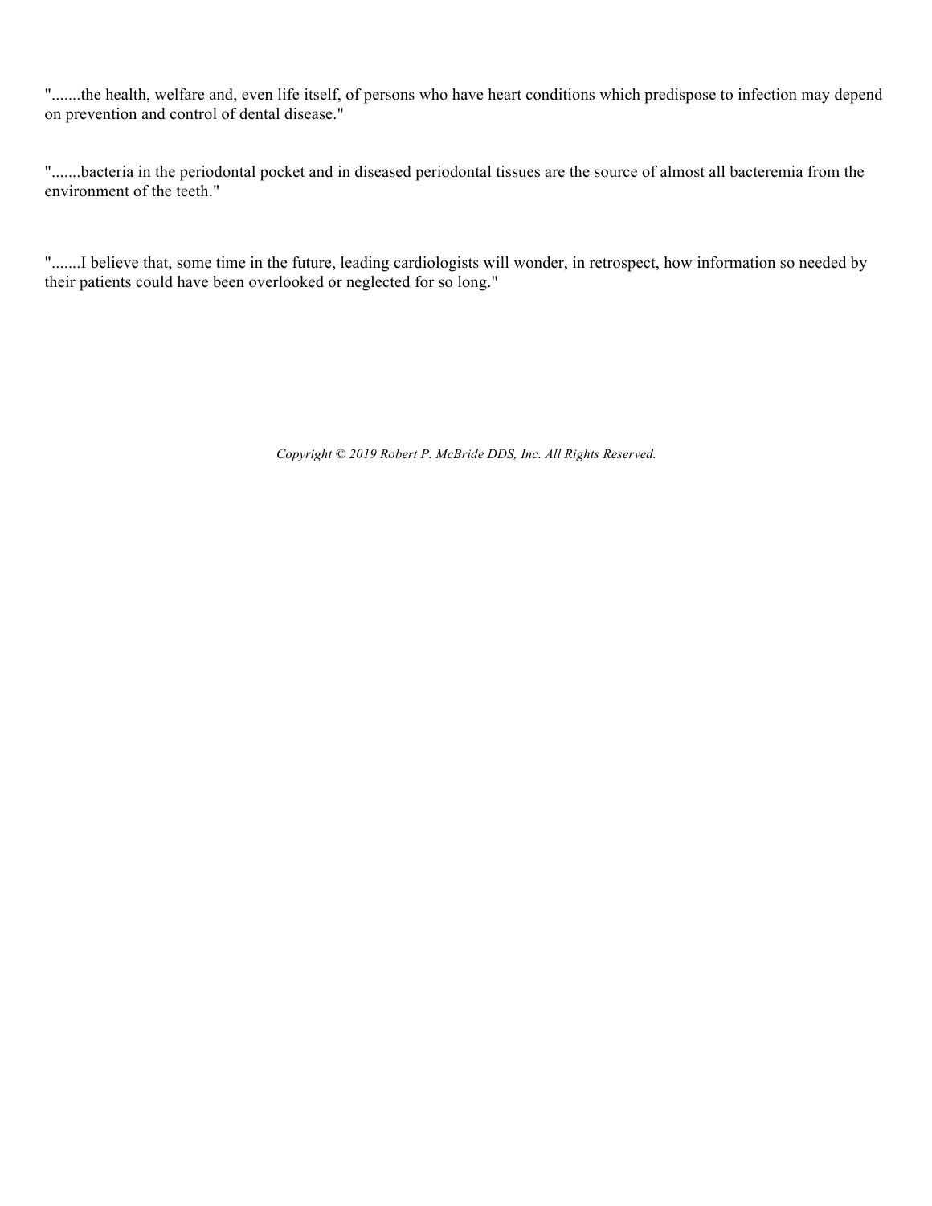".......the health, welfare and, even life itself, of persons who have heart conditions which predispose to infection may depend on prevention and control of dental disease."

".......bacteria in the periodontal pocket and in diseased periodontal tissues are the source of almost all bacteremia from the environment of the teeth."

".......I believe that, some time in the future, leading cardiologists will wonder, in retrospect, how information so needed by their patients could have been overlooked or neglected for so long."

*Copyright © 2019 Robert P. McBride DDS, Inc. All Rights Reserved.*